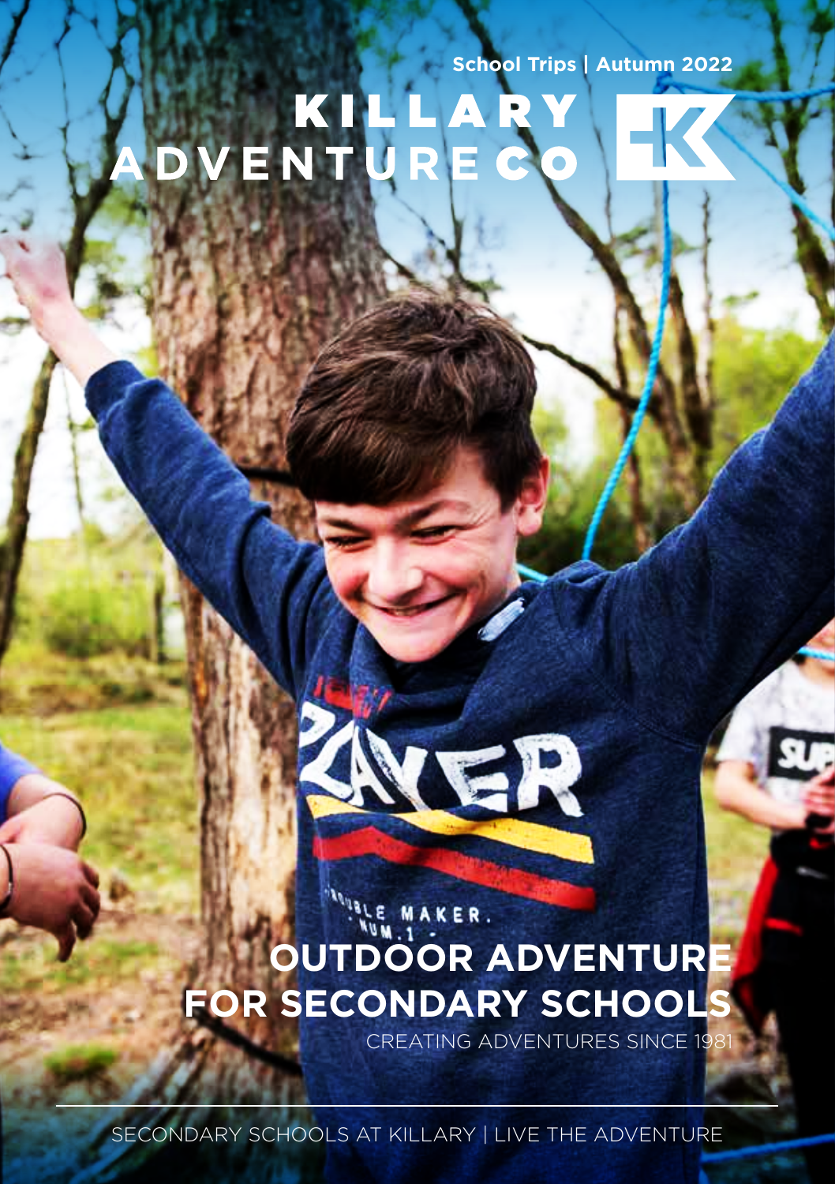School Trips | Autumn 2022

# KILLARY ADVENTURE CO

# OUTDOOR ADVENTURE FOR SECONDARY SCHOOLS

CREATING ADVENTURES SINCE 1981

SECONDARY SCHOOLS AT KILLARY | LIVE THE ADVENTURE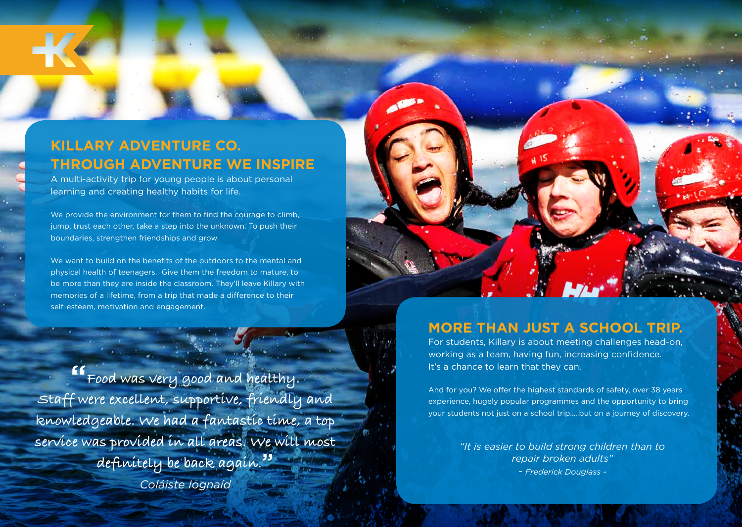## KILLARY ADVENTURE CO.
## THROUGH ADVENTURE WE INSPIRE

A multi-activity trip for young people is about personal learning and creating healthy habits for life.

We provide the environment for them to find the courage to climb, jump, trust each other, take a step into the unknown. To push their boundaries, strengthen friendships and grow.

We want to build on the benefits of the outdoors to the mental and physical health of teenagers. Give them the freedom to mature, to be more than they are inside the classroom. They'll leave Killary with memories of a lifetime, from a trip that made a difference to their self-esteem, motivation and engagement.

> "Food was very good and healthy. Staff were excellent, supportive, friendly and knowledgeable. We had a fantastic time, a top service was provided in all areas. We will most definitely be back again."
>
> *Coláiste Iognaíd*

## MORE THAN JUST A SCHOOL TRIP.

For students, Killary is about meeting challenges head-on, working as a team, having fun, increasing confidence. It's a chance to learn that they can.

And for you? We offer the highest standards of safety, over 38 years experience, hugely popular programmes and the opportunity to bring your students not just on a school trip.....but on a journey of discovery.

*"It is easier to build strong children than to repair broken adults"*
*- Frederick Douglass -*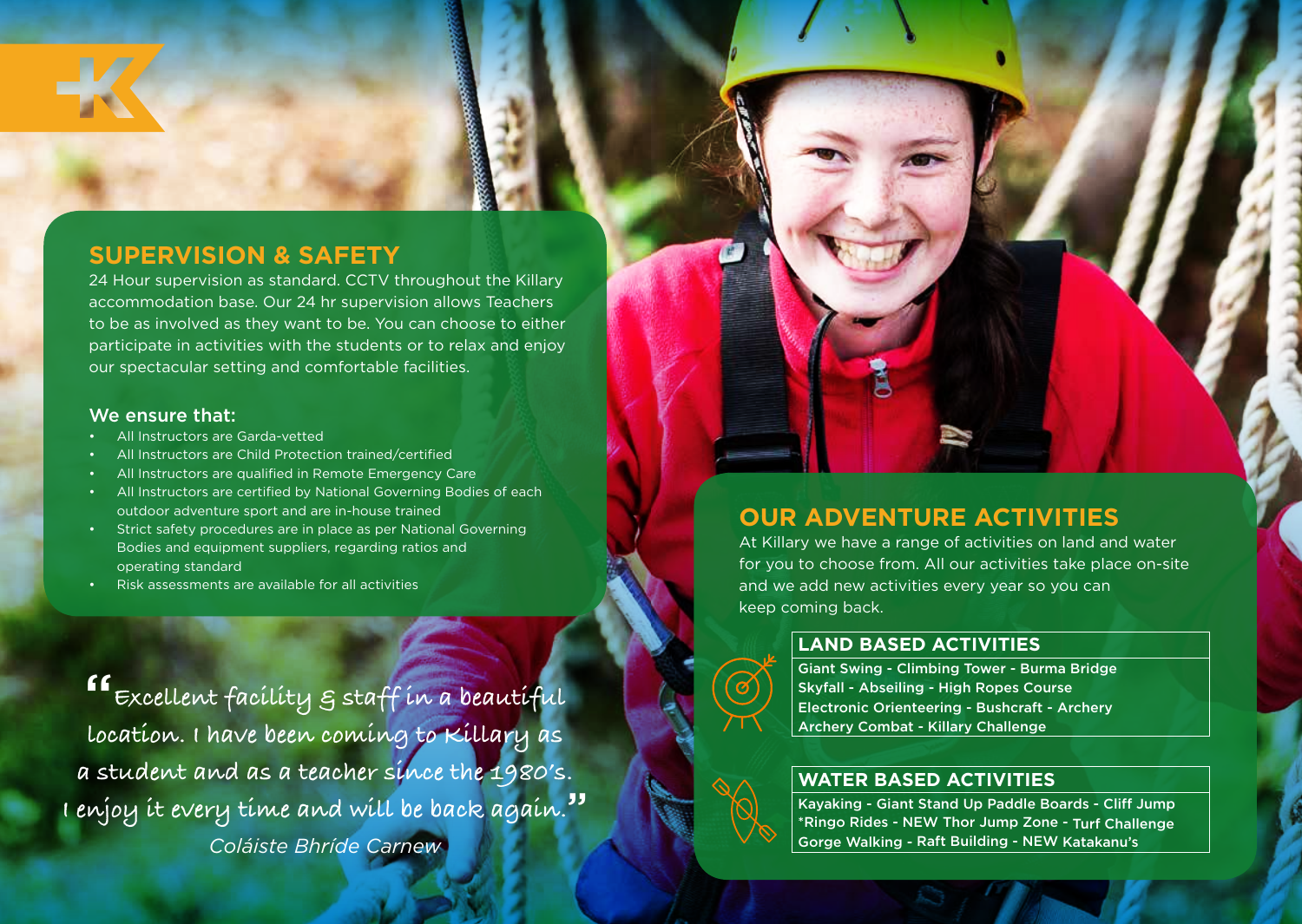## SUPERVISION & SAFETY

24 Hour supervision as standard. CCTV throughout the Killary accommodation base. Our 24 hr supervision allows Teachers to be as involved as they want to be. You can choose to either participate in activities with the students or to relax and enjoy our spectacular setting and comfortable facilities.

### We ensure that:

- All Instructors are Garda-vetted
- All Instructors are Child Protection trained/certified
- All Instructors are qualified in Remote Emergency Care
- All Instructors are certified by National Governing Bodies of each outdoor adventure sport and are in-house trained
- Strict safety procedures are in place as per National Governing Bodies and equipment suppliers, regarding ratios and operating standard
- Risk assessments are available for all activities

"Excellent facility & staff in a beautiful location. I have been coming to Killary as a student and as a teacher since the 1980's. I enjoy it every time and will be back again."

*Coláiste Bhríde Carnew*

## OUR ADVENTURE ACTIVITIES

At Killary we have a range of activities on land and water for you to choose from. All our activities take place on-site and we add new activities every year so you can keep coming back.

### LAND BASED ACTIVITIES

Giant Swing - Climbing Tower - Burma Bridge
Skyfall - Abseiling - High Ropes Course
Electronic Orienteering - Bushcraft - Archery
Archery Combat - Killary Challenge

### WATER BASED ACTIVITIES

Kayaking - Giant Stand Up Paddle Boards - Cliff Jump
*Ringo Rides - NEW Thor Jump Zone - Turf Challenge
Gorge Walking - Raft Building - NEW Katakanu's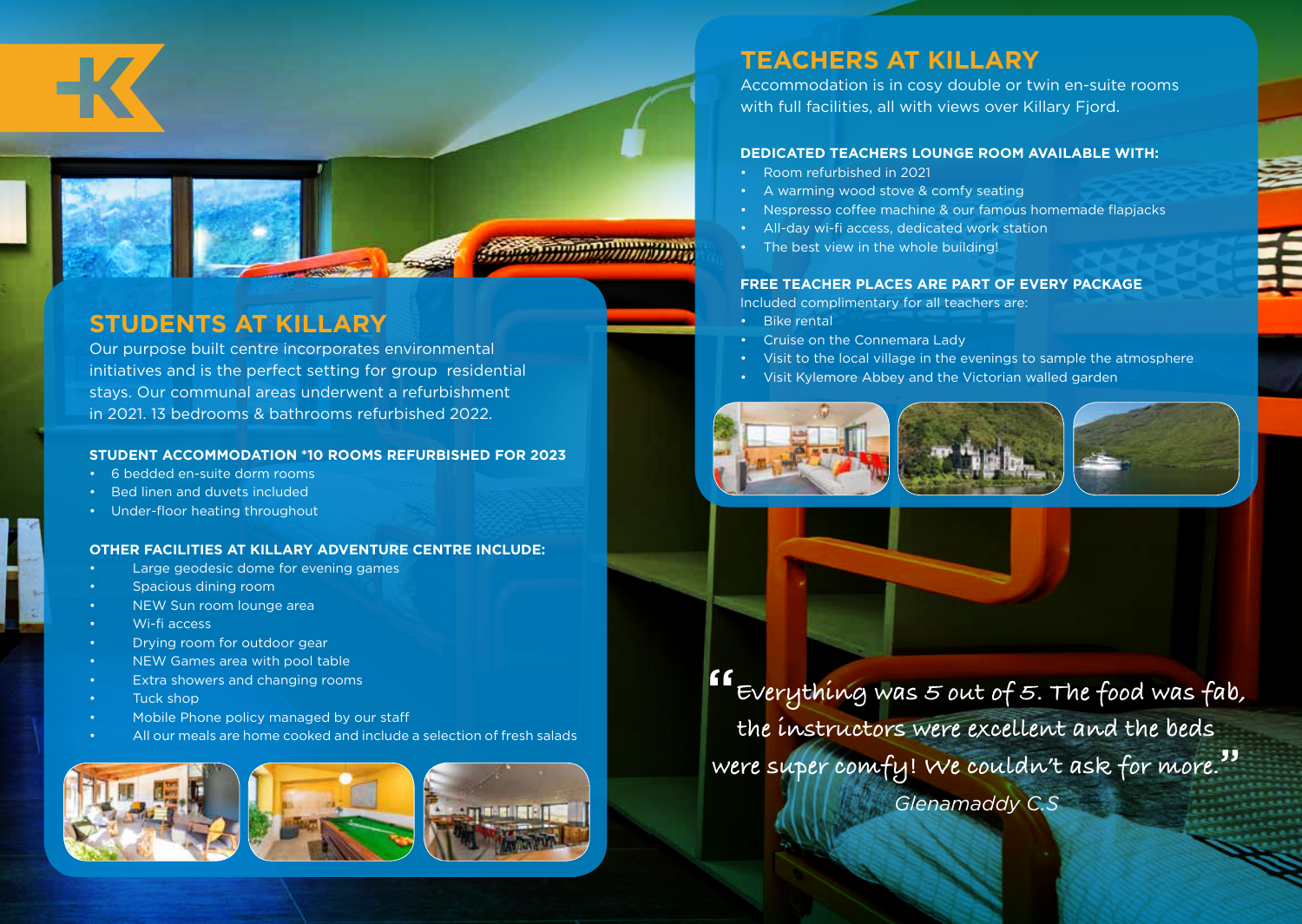## STUDENTS AT KILLARY

Our purpose built centre incorporates environmental initiatives and is the perfect setting for group residential stays. Our communal areas underwent a refurbishment in 2021. 13 bedrooms & bathrooms refurbished 2022.

### STUDENT ACCOMMODATION *10 ROOMS REFURBISHED FOR 2023

- 6 bedded en-suite dorm rooms
- Bed linen and duvets included
- Under-floor heating throughout

### OTHER FACILITIES AT KILLARY ADVENTURE CENTRE INCLUDE:

- Large geodesic dome for evening games
- Spacious dining room
- NEW Sun room lounge area
- Wi-fi access
- Drying room for outdoor gear
- NEW Games area with pool table
- Extra showers and changing rooms
- Tuck shop
- Mobile Phone policy managed by our staff
- All our meals are home cooked and include a selection of fresh salads

## TEACHERS AT KILLARY

Accommodation is in cosy double or twin en-suite rooms with full facilities, all with views over Killary Fjord.

### DEDICATED TEACHERS LOUNGE ROOM AVAILABLE WITH:

- Room refurbished in 2021
- A warming wood stove & comfy seating
- Nespresso coffee machine & our famous homemade flapjacks
- All-day wi-fi access, dedicated work station
- The best view in the whole building!

### FREE TEACHER PLACES ARE PART OF EVERY PACKAGE

Included complimentary for all teachers are:

- Bike rental
- Cruise on the Connemara Lady
- Visit to the local village in the evenings to sample the atmosphere
- Visit Kylemore Abbey and the Victorian walled garden

"Everything was 5 out of 5. The food was fab, the instructors were excellent and the beds were super comfy! We couldn't ask for more."

*Glenamaddy C.S*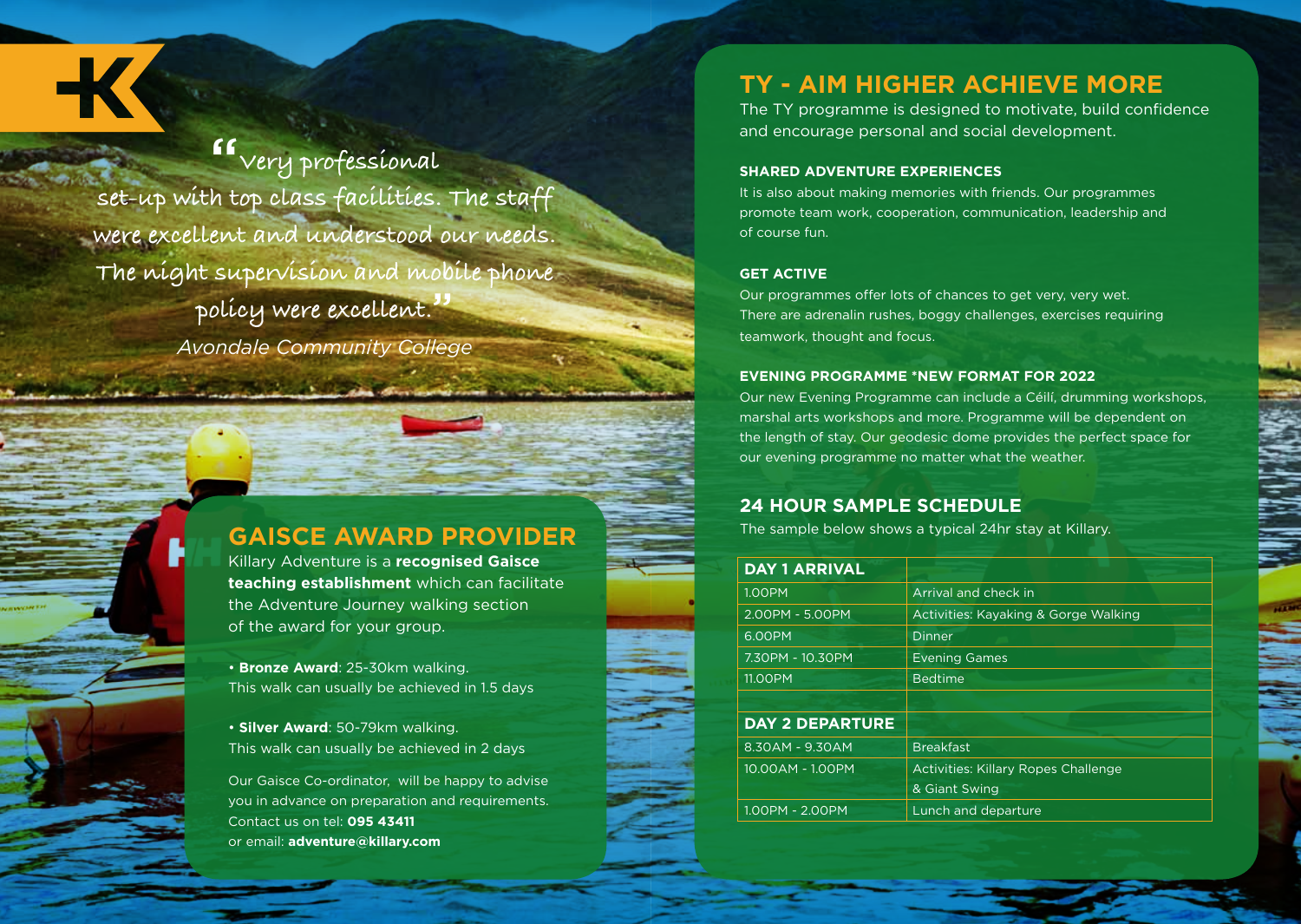"Very professional set-up with top class facilities. The staff were excellent and understood our needs. The night supervision and mobile phone policy were excellent."

*Avondale Community College*

## GAISCE AWARD PROVIDER

Killary Adventure is a **recognised Gaisce teaching establishment** which can facilitate the Adventure Journey walking section of the award for your group.

- **Bronze Award**: 25-30km walking. This walk can usually be achieved in 1.5 days
- **Silver Award**: 50-79km walking. This walk can usually be achieved in 2 days

Our Gaisce Co-ordinator, will be happy to advise you in advance on preparation and requirements. Contact us on tel: **095 43411** or email: **adventure@killary.com**

## TY - AIM HIGHER ACHIEVE MORE

The TY programme is designed to motivate, build confidence and encourage personal and social development.

### SHARED ADVENTURE EXPERIENCES

It is also about making memories with friends. Our programmes promote team work, cooperation, communication, leadership and of course fun.

### GET ACTIVE

Our programmes offer lots of chances to get very, very wet. There are adrenalin rushes, boggy challenges, exercises requiring teamwork, thought and focus.

### EVENING PROGRAMME *NEW FORMAT FOR 2022

Our new Evening Programme can include a Céilí, drumming workshops, marshal arts workshops and more. Programme will be dependent on the length of stay. Our geodesic dome provides the perfect space for our evening programme no matter what the weather.

## 24 HOUR SAMPLE SCHEDULE

The sample below shows a typical 24hr stay at Killary.

| DAY 1 ARRIVAL | |
|---|---|
| 1.00PM | Arrival and check in |
| 2.00PM - 5.00PM | Activities: Kayaking & Gorge Walking |
| 6.00PM | Dinner |
| 7.30PM - 10.30PM | Evening Games |
| 11.00PM | Bedtime |
| | |
| **DAY 2 DEPARTURE** | |
| 8.30AM - 9.30AM | Breakfast |
| 10.00AM - 1.00PM | Activities: Killary Ropes Challenge & Giant Swing |
| 1.00PM - 2.00PM | Lunch and departure |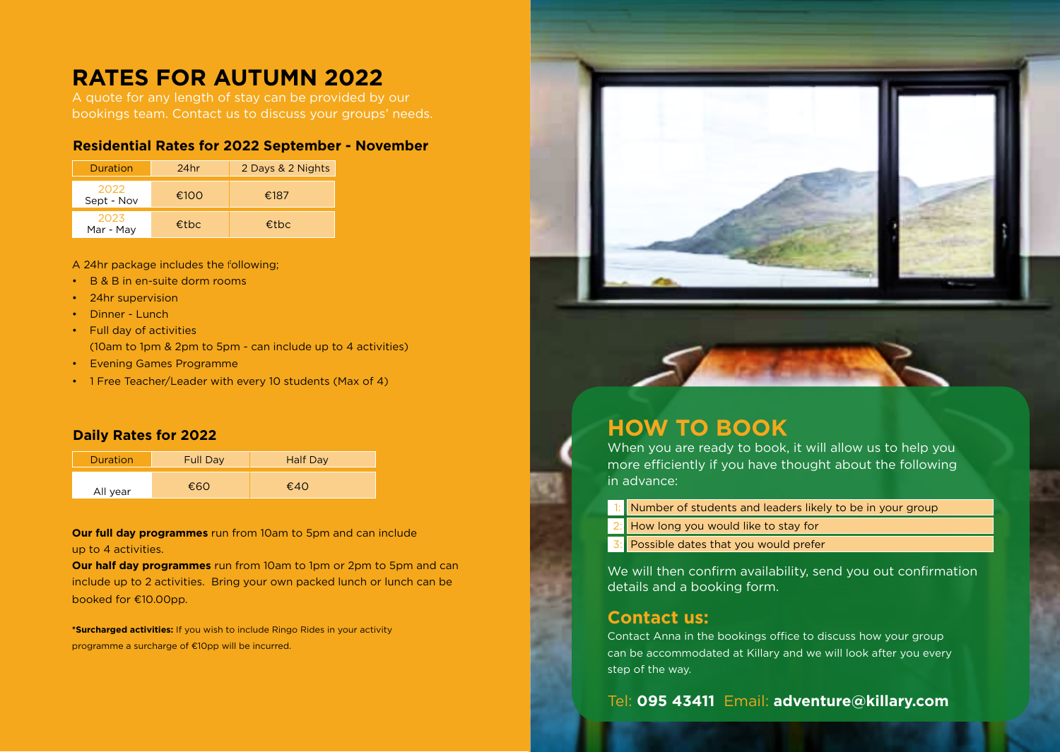# RATES FOR AUTUMN 2022

A quote for any length of stay can be provided by our bookings team. Contact us to discuss your groups' needs.

### Residential Rates for 2022 September - November

| Duration | 24hr | 2 Days & 2 Nights |
|---|---|---|
| 2022 Sept - Nov | €100 | €187 |
| 2023 Mar - May | €tbc | €tbc |

A 24hr package includes the following;

- B & B in en-suite dorm rooms
- 24hr supervision
- Dinner - Lunch
- Full day of activities (10am to 1pm & 2pm to 5pm - can include up to 4 activities)
- Evening Games Programme
- 1 Free Teacher/Leader with every 10 students (Max of 4)

### Daily Rates for 2022

| Duration | Full Day | Half Day |
|---|---|---|
| All year | €60 | €40 |

**Our full day programmes** run from 10am to 5pm and can include up to 4 activities.

**Our half day programmes** run from 10am to 1pm or 2pm to 5pm and can include up to 2 activities. Bring your own packed lunch or lunch can be booked for €10.00pp.

***Surcharged activities:** If you wish to include Ringo Rides in your activity programme a surcharge of €10pp will be incurred.

## HOW TO BOOK

When you are ready to book, it will allow us to help you more efficiently if you have thought about the following in advance:

1: Number of students and leaders likely to be in your group
2: How long you would like to stay for
3: Possible dates that you would prefer

We will then confirm availability, send you out confirmation details and a booking form.

### Contact us:

Contact Anna in the bookings office to discuss how your group can be accommodated at Killary and we will look after you every step of the way.

Tel: **095 43411** Email: **adventure@killary.com**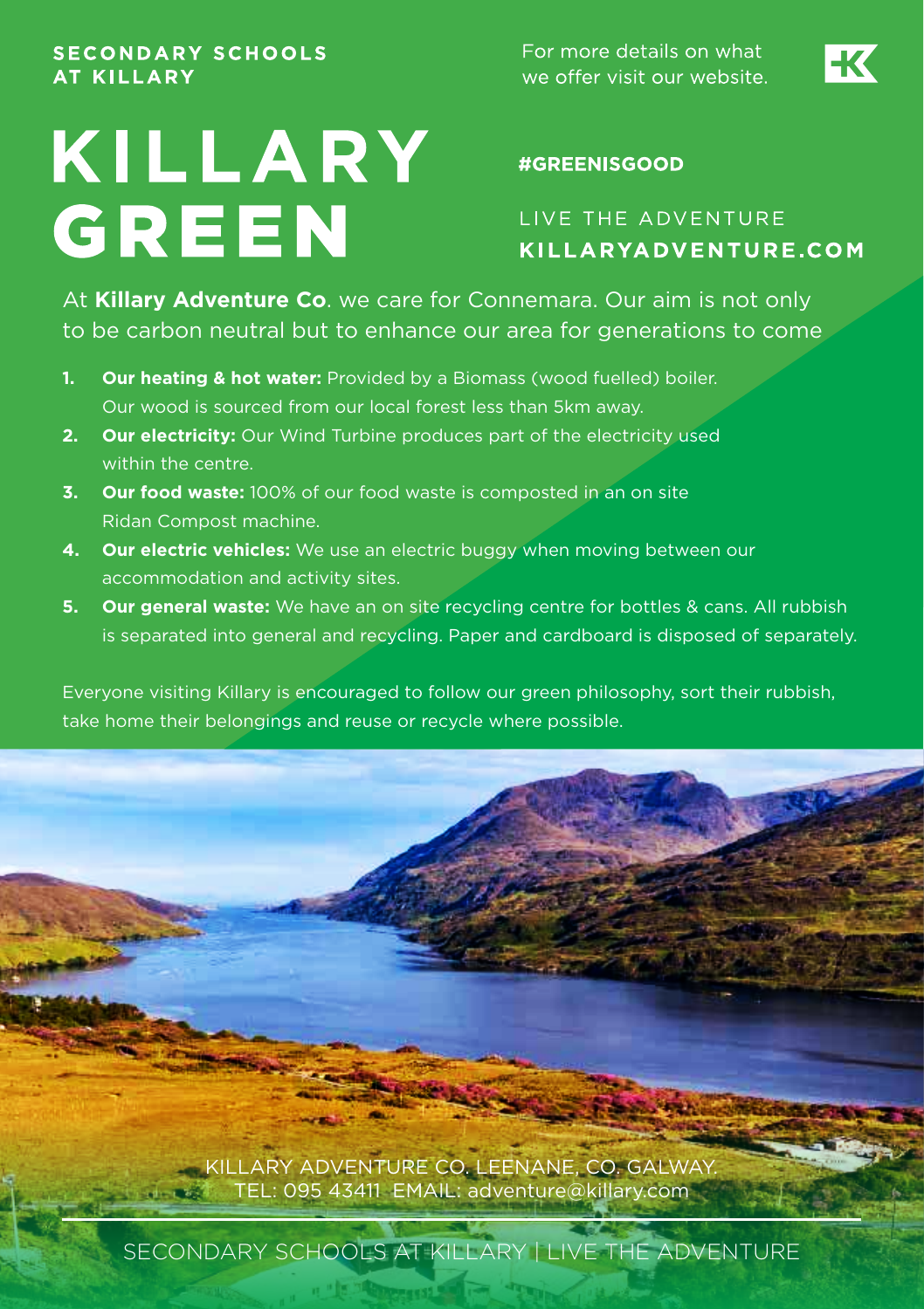**SECONDARY SCHOOLS AT KILLARY**

For more details on what we offer visit our website.

# KILLARY GREEN

**#GREENISGOOD**

LIVE THE ADVENTURE
**KILLARYADVENTURE.COM**

At **Killary Adventure Co**. we care for Connemara. Our aim is not only to be carbon neutral but to enhance our area for generations to come

1. **Our heating & hot water:** Provided by a Biomass (wood fuelled) boiler. Our wood is sourced from our local forest less than 5km away.
2. **Our electricity:** Our Wind Turbine produces part of the electricity used within the centre.
3. **Our food waste:** 100% of our food waste is composted in an on site Ridan Compost machine.
4. **Our electric vehicles:** We use an electric buggy when moving between our accommodation and activity sites.
5. **Our general waste:** We have an on site recycling centre for bottles & cans. All rubbish is separated into general and recycling. Paper and cardboard is disposed of separately.

Everyone visiting Killary is encouraged to follow our green philosophy, sort their rubbish, take home their belongings and reuse or recycle where possible.

KILLARY ADVENTURE CO. LEENANE, CO. GALWAY.
TEL: 095 43411 EMAIL: adventure@killary.com